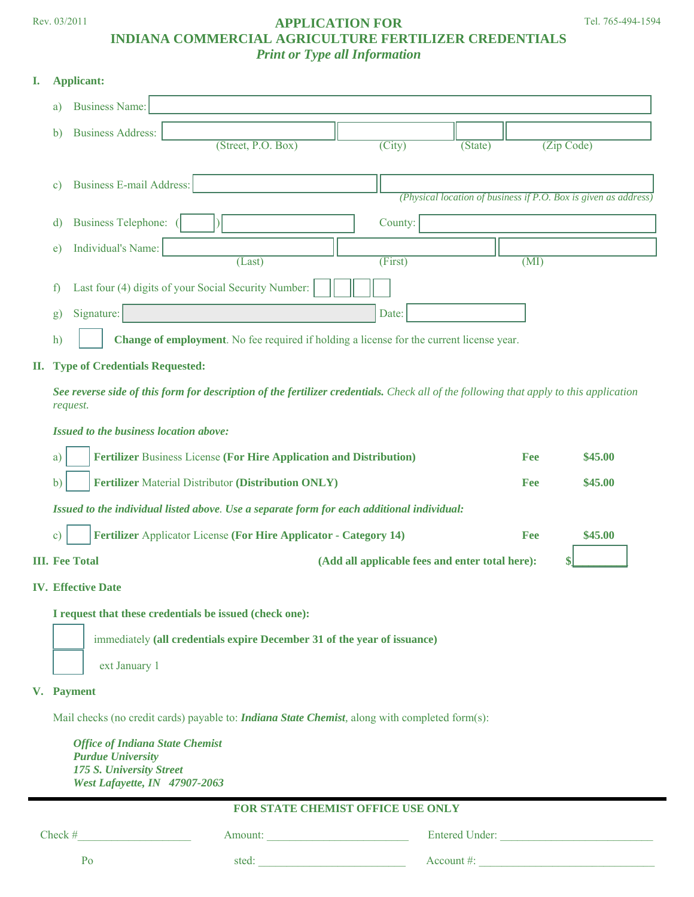Rev. 03/2011

Tel. 765-494-1594

# APPLICATION FOR
# INDIANA COMMERCIAL AGRICULTURE FERTILIZER CREDENTIALS

***Print or Type all Information***

## I. Applicant:

a) Business Name:

b) Business Address: (Street, P.O. Box) (City) (State) (Zip Code)

c) Business E-mail Address: *(Physical location of business if P.O. Box is given as address)*

d) Business Telephone: ( ) County:

e) Individual's Name: (Last) (First) (MI)

f) Last four (4) digits of your Social Security Number:

g) Signature: Date:

h) ☐ **Change of employment**. No fee required if holding a license for the current license year.

## II. Type of Credentials Requested:

***See reverse side of this form for description of the fertilizer credentials.*** *Check all of the following that apply to this application request.*

***Issued to the business location above:***

a) ☐ **Fertilizer** Business License **(For Hire Application and Distribution)** **Fee** **$45.00**

b) ☐ **Fertilizer** Material Distributor **(Distribution ONLY)** **Fee** **$45.00**

***Issued to the individual listed above****. Use a separate form for each additional individual:*

c) ☐ **Fertilizer** Applicator License **(For Hire Applicator - Category 14)** **Fee** **$45.00**

## III. Fee Total

**(Add all applicable fees and enter total here):** **$**\_\_\_\_\_\_\_\_

## IV. Effective Date

**I request that these credentials be issued (check one):**

☐ immediately **(all credentials expire December 31 of the year of issuance)**

☐ ext January 1

## V. Payment

Mail checks (no credit cards) payable to: ***Indiana State Chemist***, along with completed form(s):

***Office of Indiana State Chemist***
***Purdue University***
***175 S. University Street***
***West Lafayette, IN 47907-2063***

---

**FOR STATE CHEMIST OFFICE USE ONLY**

Check #\_\_\_\_\_\_\_\_\_\_\_\_\_\_\_\_\_\_\_\_ Amount: \_\_\_\_\_\_\_\_\_\_\_\_\_\_\_\_\_\_\_\_\_\_\_\_\_ Entered Under: \_\_\_\_\_\_\_\_\_\_\_\_\_\_\_\_\_\_\_\_\_\_\_\_\_\_\_

Po sted: \_\_\_\_\_\_\_\_\_\_\_\_\_\_\_\_\_\_\_\_\_\_\_\_\_\_ Account #: \_\_\_\_\_\_\_\_\_\_\_\_\_\_\_\_\_\_\_\_\_\_\_\_\_\_\_\_\_\_\_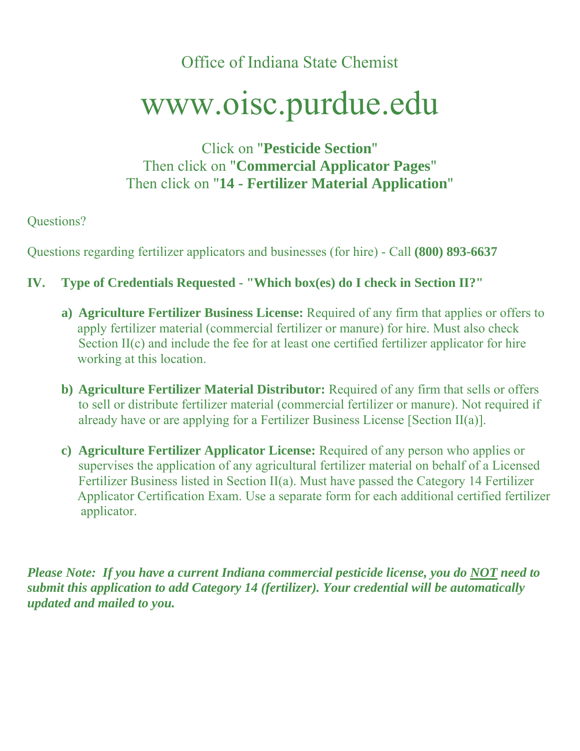Office of Indiana State Chemist

# www.oisc.purdue.edu

Click on "**Pesticide Section**"
Then click on "**Commercial Applicator Pages**"
Then click on "**14 - Fertilizer Material Application**"

Questions?

Questions regarding fertilizer applicators and businesses (for hire) - Call **(800) 893-6637**

## IV. Type of Credentials Requested - "Which box(es) do I check in Section II?"

a) **Agriculture Fertilizer Business License:** Required of any firm that applies or offers to apply fertilizer material (commercial fertilizer or manure) for hire. Must also check Section II(c) and include the fee for at least one certified fertilizer applicator for hire working at this location.

b) **Agriculture Fertilizer Material Distributor:** Required of any firm that sells or offers to sell or distribute fertilizer material (commercial fertilizer or manure). Not required if already have or are applying for a Fertilizer Business License [Section II(a)].

c) **Agriculture Fertilizer Applicator License:** Required of any person who applies or supervises the application of any agricultural fertilizer material on behalf of a Licensed Fertilizer Business listed in Section II(a). Must have passed the Category 14 Fertilizer Applicator Certification Exam. Use a separate form for each additional certified fertilizer applicator.

***Please Note: If you have a current Indiana commercial pesticide license, you do <u>NOT</u> need to submit this application to add Category 14 (fertilizer). Your credential will be automatically updated and mailed to you.***